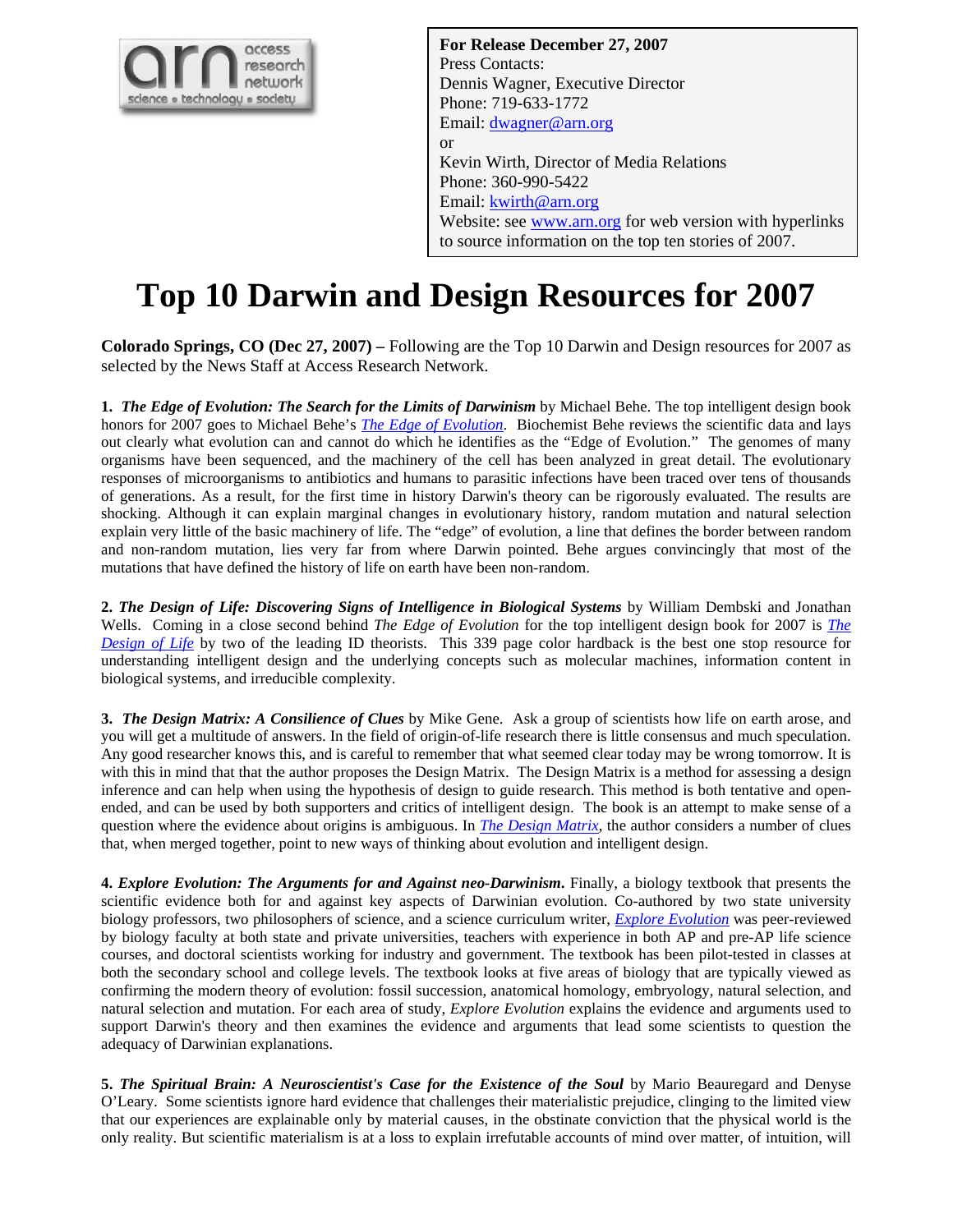**For Release December 27, 2007**
Press Contacts:
Dennis Wagner, Executive Director
Phone: 719-633-1772
Email: dwagner@arn.org
or
Kevin Wirth, Director of Media Relations
Phone: 360-990-5422
Email: kwirth@arn.org
Website: see www.arn.org for web version with hyperlinks to source information on the top ten stories of 2007.

# Top 10 Darwin and Design Resources for 2007

**Colorado Springs, CO (Dec 27, 2007) –** Following are the Top 10 Darwin and Design resources for 2007 as selected by the News Staff at Access Research Network.

**1.** ***The Edge of Evolution: The Search for the Limits of Darwinism*** by Michael Behe. The top intelligent design book honors for 2007 goes to Michael Behe's *The Edge of Evolution*. Biochemist Behe reviews the scientific data and lays out clearly what evolution can and cannot do which he identifies as the "Edge of Evolution." The genomes of many organisms have been sequenced, and the machinery of the cell has been analyzed in great detail. The evolutionary responses of microorganisms to antibiotics and humans to parasitic infections have been traced over tens of thousands of generations. As a result, for the first time in history Darwin's theory can be rigorously evaluated. The results are shocking. Although it can explain marginal changes in evolutionary history, random mutation and natural selection explain very little of the basic machinery of life. The "edge" of evolution, a line that defines the border between random and non-random mutation, lies very far from where Darwin pointed. Behe argues convincingly that most of the mutations that have defined the history of life on earth have been non-random.

**2.** ***The Design of Life: Discovering Signs of Intelligence in Biological Systems*** by William Dembski and Jonathan Wells. Coming in a close second behind *The Edge of Evolution* for the top intelligent design book for 2007 is *The Design of Life* by two of the leading ID theorists. This 339 page color hardback is the best one stop resource for understanding intelligent design and the underlying concepts such as molecular machines, information content in biological systems, and irreducible complexity.

**3.** ***The Design Matrix: A Consilience of Clues*** by Mike Gene. Ask a group of scientists how life on earth arose, and you will get a multitude of answers. In the field of origin-of-life research there is little consensus and much speculation. Any good researcher knows this, and is careful to remember that what seemed clear today may be wrong tomorrow. It is with this in mind that that the author proposes the Design Matrix. The Design Matrix is a method for assessing a design inference and can help when using the hypothesis of design to guide research. This method is both tentative and open-ended, and can be used by both supporters and critics of intelligent design. The book is an attempt to make sense of a question where the evidence about origins is ambiguous. In *The Design Matrix*, the author considers a number of clues that, when merged together, point to new ways of thinking about evolution and intelligent design.

**4.** ***Explore Evolution: The Arguments for and Against neo-Darwinism*****.** Finally, a biology textbook that presents the scientific evidence both for and against key aspects of Darwinian evolution. Co-authored by two state university biology professors, two philosophers of science, and a science curriculum writer, *Explore Evolution* was peer-reviewed by biology faculty at both state and private universities, teachers with experience in both AP and pre-AP life science courses, and doctoral scientists working for industry and government. The textbook has been pilot-tested in classes at both the secondary school and college levels. The textbook looks at five areas of biology that are typically viewed as confirming the modern theory of evolution: fossil succession, anatomical homology, embryology, natural selection, and natural selection and mutation. For each area of study, *Explore Evolution* explains the evidence and arguments used to support Darwin's theory and then examines the evidence and arguments that lead some scientists to question the adequacy of Darwinian explanations.

**5.** ***The Spiritual Brain: A Neuroscientist's Case for the Existence of the Soul*** by Mario Beauregard and Denyse O'Leary. Some scientists ignore hard evidence that challenges their materialistic prejudice, clinging to the limited view that our experiences are explainable only by material causes, in the obstinate conviction that the physical world is the only reality. But scientific materialism is at a loss to explain irrefutable accounts of mind over matter, of intuition, will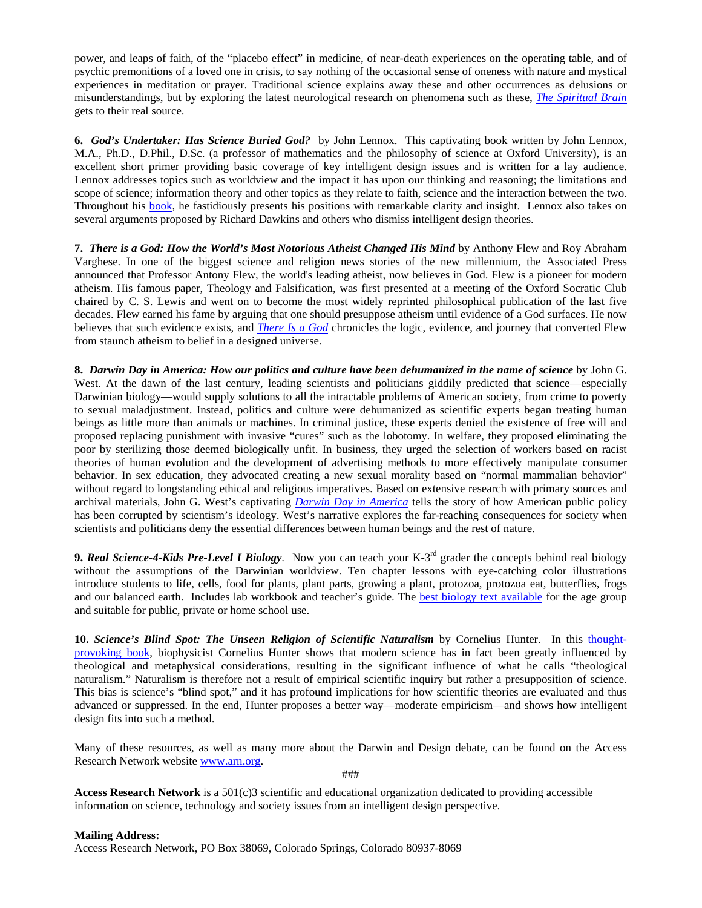power, and leaps of faith, of the "placebo effect" in medicine, of near-death experiences on the operating table, and of psychic premonitions of a loved one in crisis, to say nothing of the occasional sense of oneness with nature and mystical experiences in meditation or prayer. Traditional science explains away these and other occurrences as delusions or misunderstandings, but by exploring the latest neurological research on phenomena such as these, *The Spiritual Brain* gets to their real source.

**6.** ***God's Undertaker: Has Science Buried God?*** by John Lennox. This captivating book written by John Lennox, M.A., Ph.D., D.Phil., D.Sc. (a professor of mathematics and the philosophy of science at Oxford University), is an excellent short primer providing basic coverage of key intelligent design issues and is written for a lay audience. Lennox addresses topics such as worldview and the impact it has upon our thinking and reasoning; the limitations and scope of science; information theory and other topics as they relate to faith, science and the interaction between the two. Throughout his book, he fastidiously presents his positions with remarkable clarity and insight. Lennox also takes on several arguments proposed by Richard Dawkins and others who dismiss intelligent design theories.

**7.** ***There is a God: How the World's Most Notorious Atheist Changed His Mind*** by Anthony Flew and Roy Abraham Varghese. In one of the biggest science and religion news stories of the new millennium, the Associated Press announced that Professor Antony Flew, the world's leading atheist, now believes in God. Flew is a pioneer for modern atheism. His famous paper, Theology and Falsification, was first presented at a meeting of the Oxford Socratic Club chaired by C. S. Lewis and went on to become the most widely reprinted philosophical publication of the last five decades. Flew earned his fame by arguing that one should presuppose atheism until evidence of a God surfaces. He now believes that such evidence exists, and *There Is a God* chronicles the logic, evidence, and journey that converted Flew from staunch atheism to belief in a designed universe.

**8.** ***Darwin Day in America: How our politics and culture have been dehumanized in the name of science*** by John G. West. At the dawn of the last century, leading scientists and politicians giddily predicted that science—especially Darwinian biology—would supply solutions to all the intractable problems of American society, from crime to poverty to sexual maladjustment. Instead, politics and culture were dehumanized as scientific experts began treating human beings as little more than animals or machines. In criminal justice, these experts denied the existence of free will and proposed replacing punishment with invasive "cures" such as the lobotomy. In welfare, they proposed eliminating the poor by sterilizing those deemed biologically unfit. In business, they urged the selection of workers based on racist theories of human evolution and the development of advertising methods to more effectively manipulate consumer behavior. In sex education, they advocated creating a new sexual morality based on "normal mammalian behavior" without regard to longstanding ethical and religious imperatives. Based on extensive research with primary sources and archival materials, John G. West's captivating *Darwin Day in America* tells the story of how American public policy has been corrupted by scientism's ideology. West's narrative explores the far-reaching consequences for society when scientists and politicians deny the essential differences between human beings and the rest of nature.

**9.** ***Real Science-4-Kids Pre-Level I Biology***. Now you can teach your K-3rd grader the concepts behind real biology without the assumptions of the Darwinian worldview. Ten chapter lessons with eye-catching color illustrations introduce students to life, cells, food for plants, plant parts, growing a plant, protozoa, protozoa eat, butterflies, frogs and our balanced earth. Includes lab workbook and teacher's guide. The best biology text available for the age group and suitable for public, private or home school use.

**10.** ***Science's Blind Spot: The Unseen Religion of Scientific Naturalism*** by Cornelius Hunter. In this thought-provoking book, biophysicist Cornelius Hunter shows that modern science has in fact been greatly influenced by theological and metaphysical considerations, resulting in the significant influence of what he calls "theological naturalism." Naturalism is therefore not a result of empirical scientific inquiry but rather a presupposition of science. This bias is science's "blind spot," and it has profound implications for how scientific theories are evaluated and thus advanced or suppressed. In the end, Hunter proposes a better way—moderate empiricism—and shows how intelligent design fits into such a method.

Many of these resources, as well as many more about the Darwin and Design debate, can be found on the Access Research Network website www.arn.org.

###

**Access Research Network** is a 501(c)3 scientific and educational organization dedicated to providing accessible information on science, technology and society issues from an intelligent design perspective.

**Mailing Address:**
Access Research Network, PO Box 38069, Colorado Springs, Colorado 80937-8069